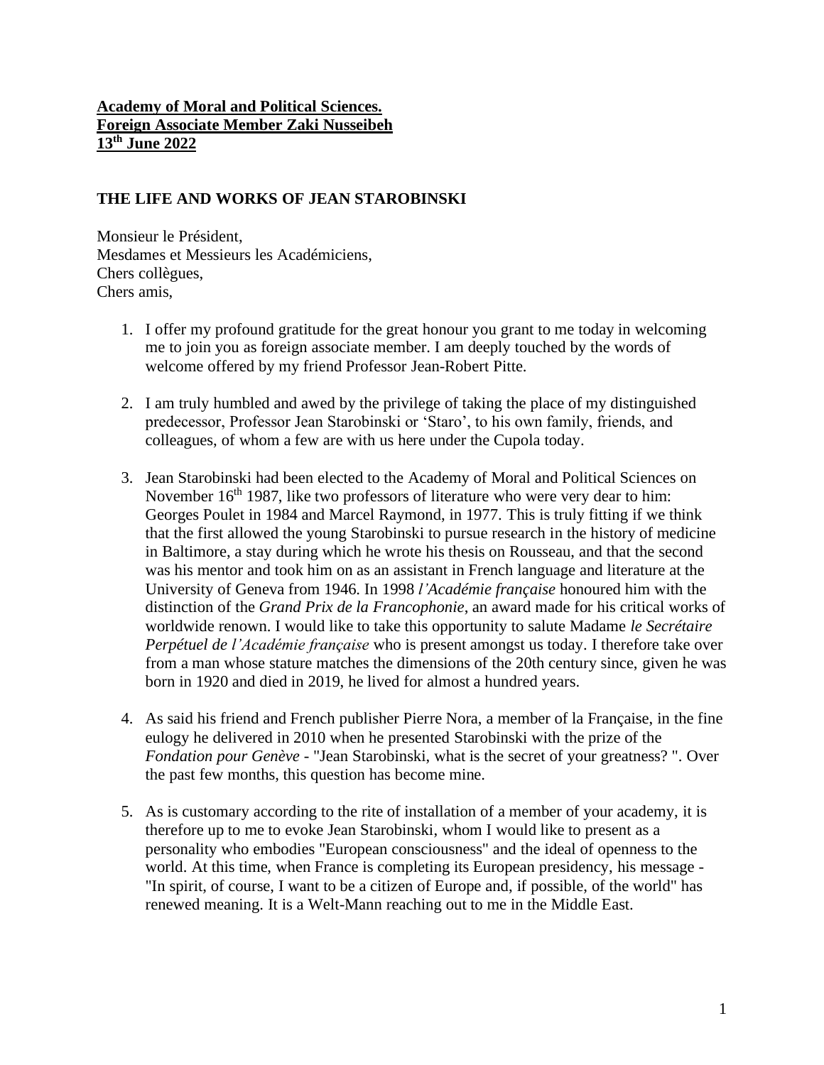**Academy of Moral and Political Sciences.**
**Foreign Associate Member Zaki Nusseibeh**
**13th June 2022**

## THE LIFE AND WORKS OF JEAN STAROBINSKI

Monsieur le Président,
Mesdames et Messieurs les Académiciens,
Chers collègues,
Chers amis,

1. I offer my profound gratitude for the great honour you grant to me today in welcoming me to join you as foreign associate member. I am deeply touched by the words of welcome offered by my friend Professor Jean-Robert Pitte.

2. I am truly humbled and awed by the privilege of taking the place of my distinguished predecessor, Professor Jean Starobinski or 'Staro', to his own family, friends, and colleagues, of whom a few are with us here under the Cupola today.

3. Jean Starobinski had been elected to the Academy of Moral and Political Sciences on November 16th 1987, like two professors of literature who were very dear to him: Georges Poulet in 1984 and Marcel Raymond, in 1977. This is truly fitting if we think that the first allowed the young Starobinski to pursue research in the history of medicine in Baltimore, a stay during which he wrote his thesis on Rousseau, and that the second was his mentor and took him on as an assistant in French language and literature at the University of Geneva from 1946. In 1998 *l'Académie française* honoured him with the distinction of the *Grand Prix de la Francophonie*, an award made for his critical works of worldwide renown. I would like to take this opportunity to salute Madame *le Secrétaire Perpétuel de l'Académie française* who is present amongst us today. I therefore take over from a man whose stature matches the dimensions of the 20th century since, given he was born in 1920 and died in 2019, he lived for almost a hundred years.

4. As said his friend and French publisher Pierre Nora, a member of la Française, in the fine eulogy he delivered in 2010 when he presented Starobinski with the prize of the *Fondation pour Genève* - "Jean Starobinski, what is the secret of your greatness? ". Over the past few months, this question has become mine.

5. As is customary according to the rite of installation of a member of your academy, it is therefore up to me to evoke Jean Starobinski, whom I would like to present as a personality who embodies "European consciousness" and the ideal of openness to the world. At this time, when France is completing its European presidency, his message - "In spirit, of course, I want to be a citizen of Europe and, if possible, of the world" has renewed meaning. It is a Welt-Mann reaching out to me in the Middle East.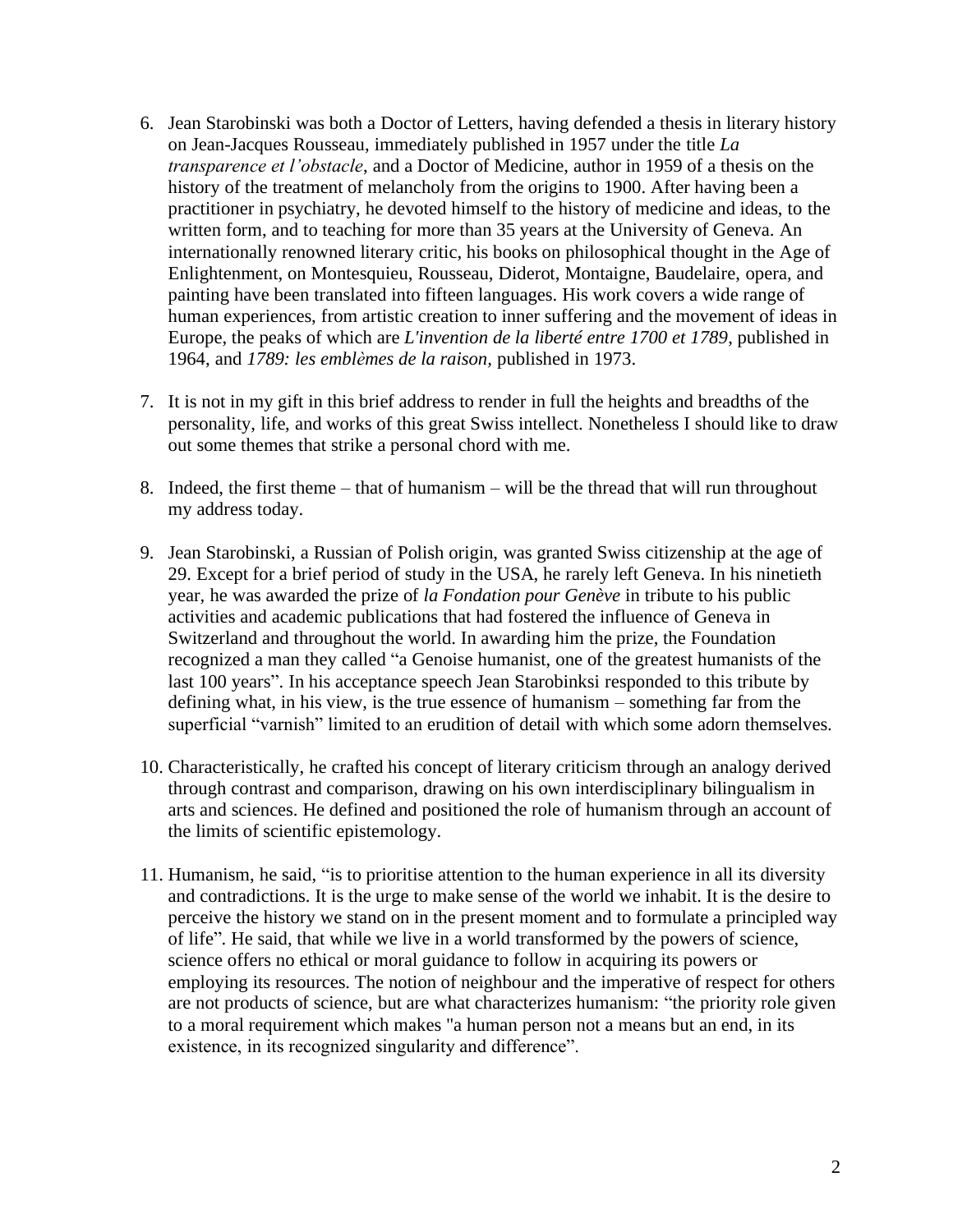6. Jean Starobinski was both a Doctor of Letters, having defended a thesis in literary history on Jean-Jacques Rousseau, immediately published in 1957 under the title *La transparence et l'obstacle*, and a Doctor of Medicine, author in 1959 of a thesis on the history of the treatment of melancholy from the origins to 1900. After having been a practitioner in psychiatry, he devoted himself to the history of medicine and ideas, to the written form, and to teaching for more than 35 years at the University of Geneva. An internationally renowned literary critic, his books on philosophical thought in the Age of Enlightenment, on Montesquieu, Rousseau, Diderot, Montaigne, Baudelaire, opera, and painting have been translated into fifteen languages. His work covers a wide range of human experiences, from artistic creation to inner suffering and the movement of ideas in Europe, the peaks of which are *L'invention de la liberté entre 1700 et 1789*, published in 1964, and *1789: les emblèmes de la raison,* published in 1973.

7. It is not in my gift in this brief address to render in full the heights and breadths of the personality, life, and works of this great Swiss intellect. Nonetheless I should like to draw out some themes that strike a personal chord with me.

8. Indeed, the first theme – that of humanism – will be the thread that will run throughout my address today.

9. Jean Starobinski, a Russian of Polish origin, was granted Swiss citizenship at the age of 29. Except for a brief period of study in the USA, he rarely left Geneva. In his ninetieth year, he was awarded the prize of *la Fondation pour Genève* in tribute to his public activities and academic publications that had fostered the influence of Geneva in Switzerland and throughout the world. In awarding him the prize, the Foundation recognized a man they called "a Genoise humanist, one of the greatest humanists of the last 100 years". In his acceptance speech Jean Starobinksi responded to this tribute by defining what, in his view, is the true essence of humanism – something far from the superficial "varnish" limited to an erudition of detail with which some adorn themselves.

10. Characteristically, he crafted his concept of literary criticism through an analogy derived through contrast and comparison, drawing on his own interdisciplinary bilingualism in arts and sciences. He defined and positioned the role of humanism through an account of the limits of scientific epistemology.

11. Humanism, he said, "is to prioritise attention to the human experience in all its diversity and contradictions. It is the urge to make sense of the world we inhabit. It is the desire to perceive the history we stand on in the present moment and to formulate a principled way of life". He said, that while we live in a world transformed by the powers of science, science offers no ethical or moral guidance to follow in acquiring its powers or employing its resources. The notion of neighbour and the imperative of respect for others are not products of science, but are what characterizes humanism: "the priority role given to a moral requirement which makes "a human person not a means but an end, in its existence, in its recognized singularity and difference".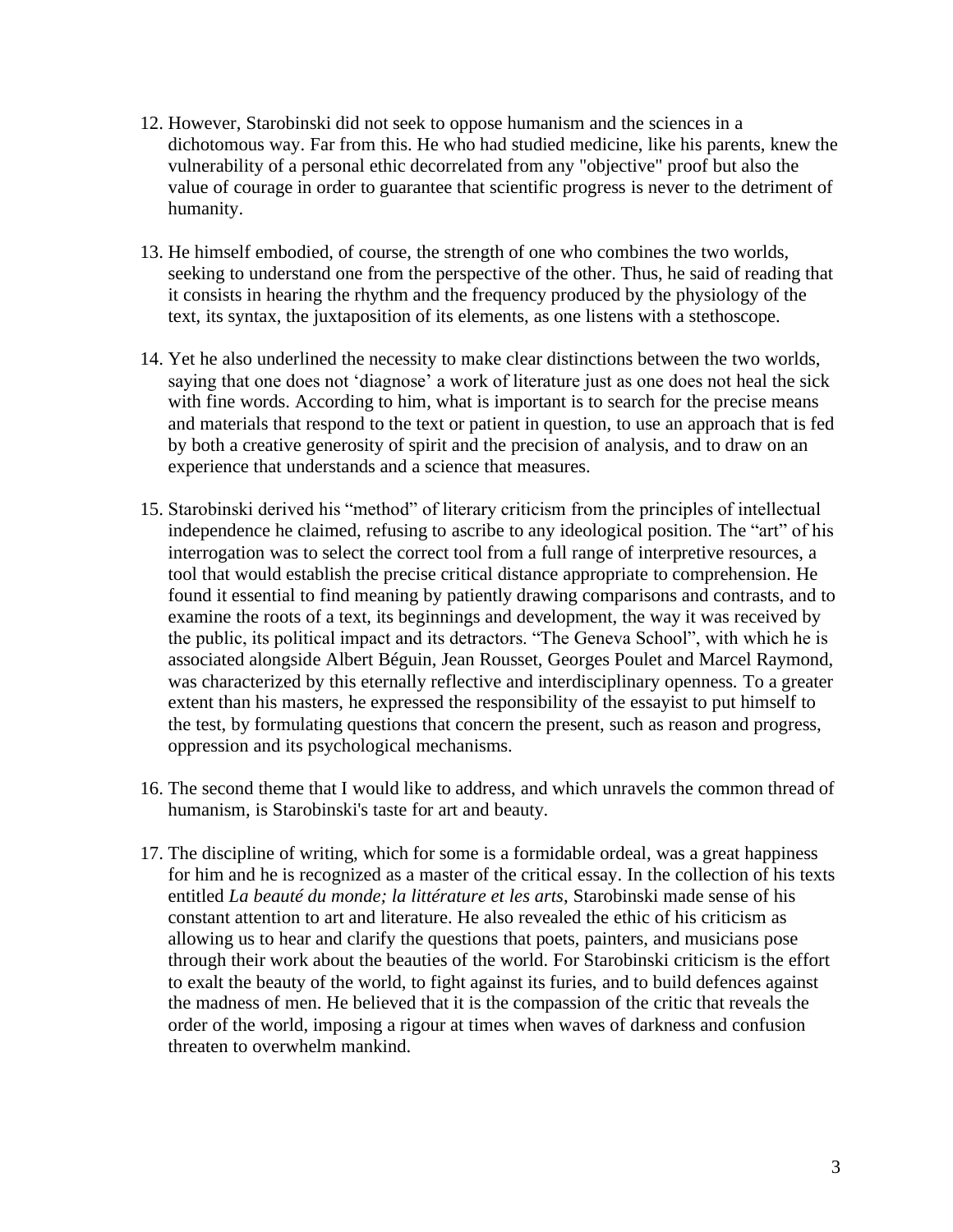12. However, Starobinski did not seek to oppose humanism and the sciences in a dichotomous way. Far from this. He who had studied medicine, like his parents, knew the vulnerability of a personal ethic decorrelated from any "objective" proof but also the value of courage in order to guarantee that scientific progress is never to the detriment of humanity.

13. He himself embodied, of course, the strength of one who combines the two worlds, seeking to understand one from the perspective of the other. Thus, he said of reading that it consists in hearing the rhythm and the frequency produced by the physiology of the text, its syntax, the juxtaposition of its elements, as one listens with a stethoscope.

14. Yet he also underlined the necessity to make clear distinctions between the two worlds, saying that one does not 'diagnose' a work of literature just as one does not heal the sick with fine words. According to him, what is important is to search for the precise means and materials that respond to the text or patient in question, to use an approach that is fed by both a creative generosity of spirit and the precision of analysis, and to draw on an experience that understands and a science that measures.

15. Starobinski derived his "method" of literary criticism from the principles of intellectual independence he claimed, refusing to ascribe to any ideological position. The "art" of his interrogation was to select the correct tool from a full range of interpretive resources, a tool that would establish the precise critical distance appropriate to comprehension. He found it essential to find meaning by patiently drawing comparisons and contrasts, and to examine the roots of a text, its beginnings and development, the way it was received by the public, its political impact and its detractors. "The Geneva School", with which he is associated alongside Albert Béguin, Jean Rousset, Georges Poulet and Marcel Raymond, was characterized by this eternally reflective and interdisciplinary openness. To a greater extent than his masters, he expressed the responsibility of the essayist to put himself to the test, by formulating questions that concern the present, such as reason and progress, oppression and its psychological mechanisms.

16. The second theme that I would like to address, and which unravels the common thread of humanism, is Starobinski's taste for art and beauty.

17. The discipline of writing, which for some is a formidable ordeal, was a great happiness for him and he is recognized as a master of the critical essay. In the collection of his texts entitled *La beauté du monde; la littérature et les arts*, Starobinski made sense of his constant attention to art and literature. He also revealed the ethic of his criticism as allowing us to hear and clarify the questions that poets, painters, and musicians pose through their work about the beauties of the world. For Starobinski criticism is the effort to exalt the beauty of the world, to fight against its furies, and to build defences against the madness of men. He believed that it is the compassion of the critic that reveals the order of the world, imposing a rigour at times when waves of darkness and confusion threaten to overwhelm mankind.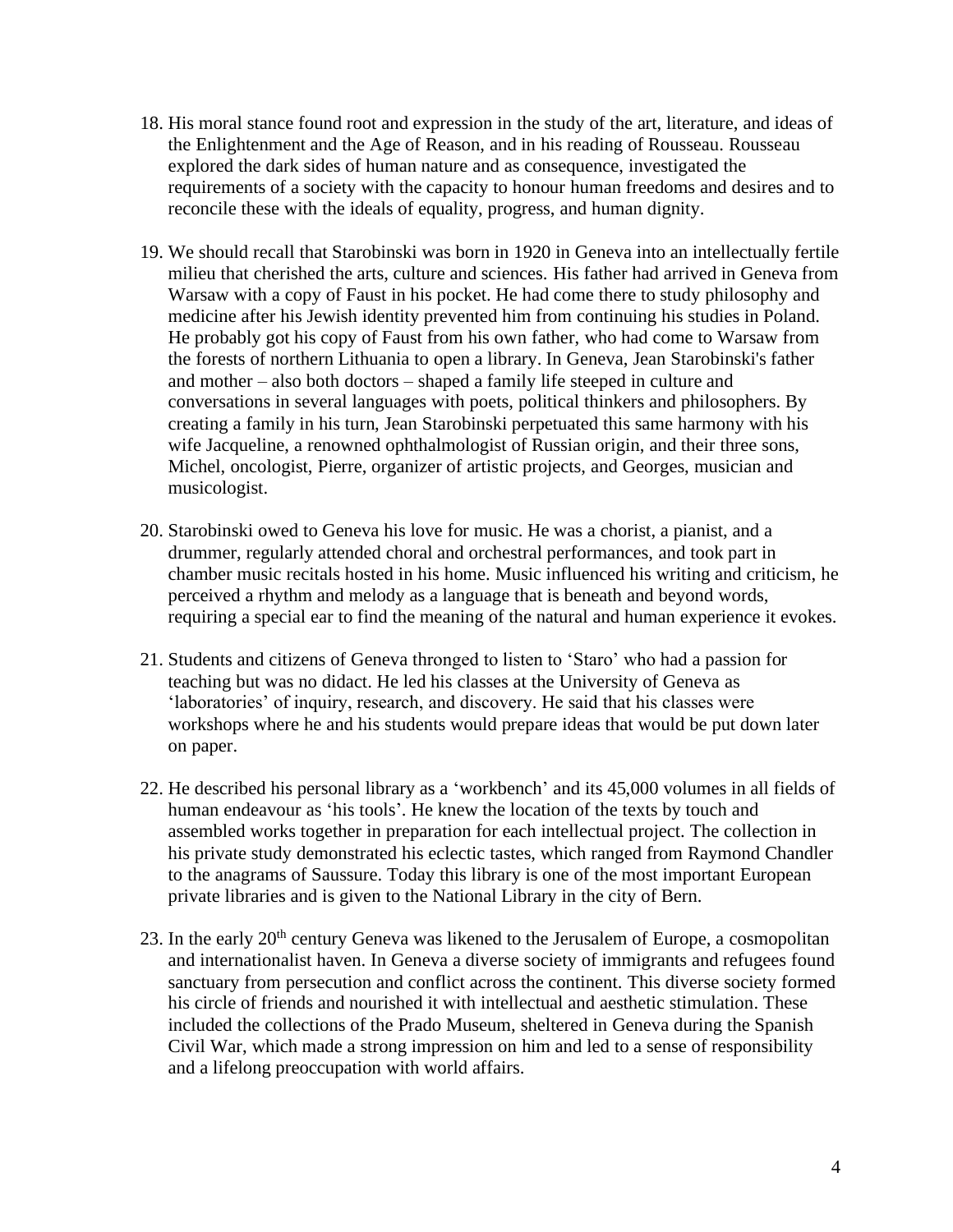18. His moral stance found root and expression in the study of the art, literature, and ideas of the Enlightenment and the Age of Reason, and in his reading of Rousseau. Rousseau explored the dark sides of human nature and as consequence, investigated the requirements of a society with the capacity to honour human freedoms and desires and to reconcile these with the ideals of equality, progress, and human dignity.

19. We should recall that Starobinski was born in 1920 in Geneva into an intellectually fertile milieu that cherished the arts, culture and sciences. His father had arrived in Geneva from Warsaw with a copy of Faust in his pocket. He had come there to study philosophy and medicine after his Jewish identity prevented him from continuing his studies in Poland. He probably got his copy of Faust from his own father, who had come to Warsaw from the forests of northern Lithuania to open a library. In Geneva, Jean Starobinski's father and mother – also both doctors – shaped a family life steeped in culture and conversations in several languages with poets, political thinkers and philosophers. By creating a family in his turn, Jean Starobinski perpetuated this same harmony with his wife Jacqueline, a renowned ophthalmologist of Russian origin, and their three sons, Michel, oncologist, Pierre, organizer of artistic projects, and Georges, musician and musicologist.

20. Starobinski owed to Geneva his love for music. He was a chorist, a pianist, and a drummer, regularly attended choral and orchestral performances, and took part in chamber music recitals hosted in his home. Music influenced his writing and criticism, he perceived a rhythm and melody as a language that is beneath and beyond words, requiring a special ear to find the meaning of the natural and human experience it evokes.

21. Students and citizens of Geneva thronged to listen to 'Staro' who had a passion for teaching but was no didact. He led his classes at the University of Geneva as 'laboratories' of inquiry, research, and discovery. He said that his classes were workshops where he and his students would prepare ideas that would be put down later on paper.

22. He described his personal library as a 'workbench' and its 45,000 volumes in all fields of human endeavour as 'his tools'. He knew the location of the texts by touch and assembled works together in preparation for each intellectual project. The collection in his private study demonstrated his eclectic tastes, which ranged from Raymond Chandler to the anagrams of Saussure. Today this library is one of the most important European private libraries and is given to the National Library in the city of Bern.

23. In the early 20th century Geneva was likened to the Jerusalem of Europe, a cosmopolitan and internationalist haven. In Geneva a diverse society of immigrants and refugees found sanctuary from persecution and conflict across the continent. This diverse society formed his circle of friends and nourished it with intellectual and aesthetic stimulation. These included the collections of the Prado Museum, sheltered in Geneva during the Spanish Civil War, which made a strong impression on him and led to a sense of responsibility and a lifelong preoccupation with world affairs.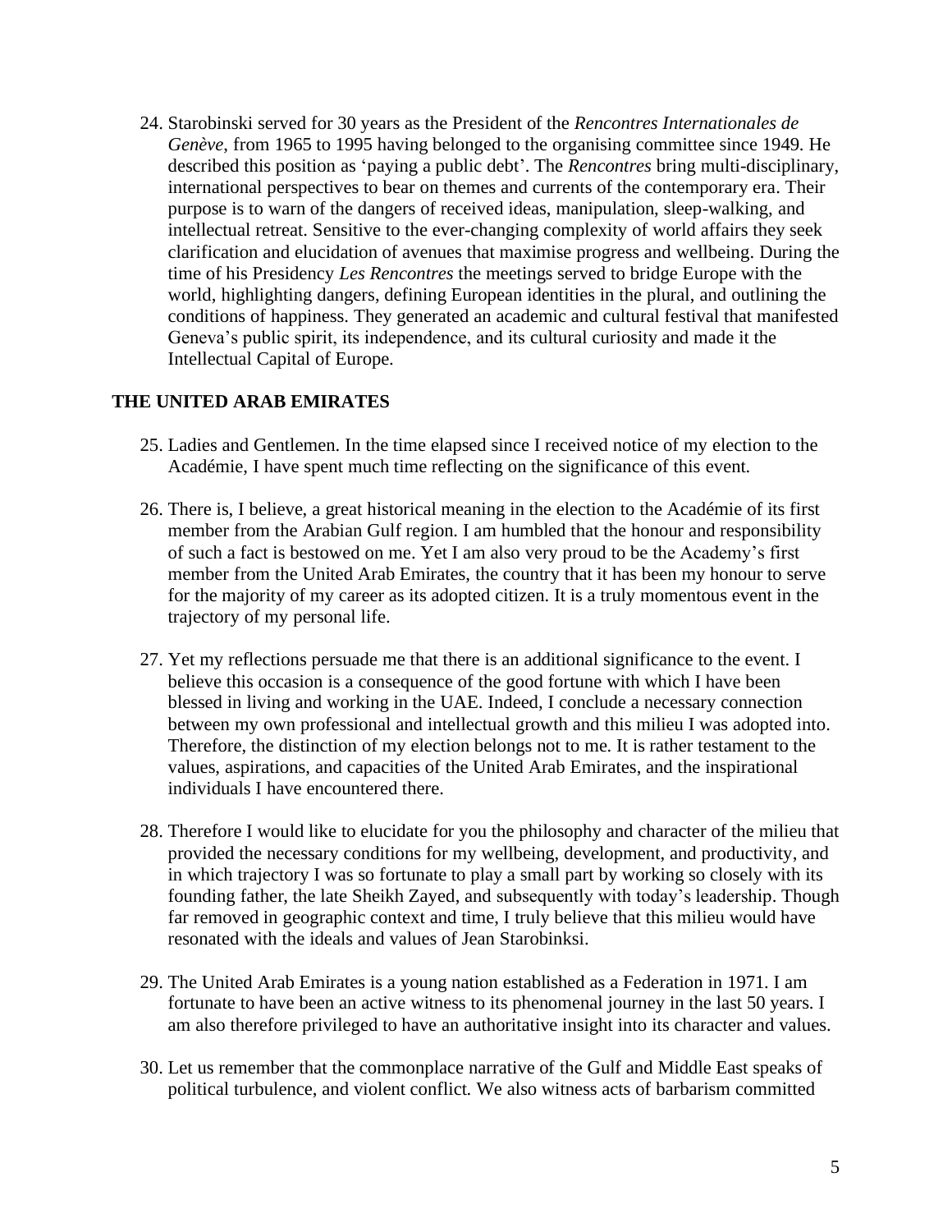24. Starobinski served for 30 years as the President of the *Rencontres Internationales de Genève*, from 1965 to 1995 having belonged to the organising committee since 1949. He described this position as 'paying a public debt'. The *Rencontres* bring multi-disciplinary, international perspectives to bear on themes and currents of the contemporary era. Their purpose is to warn of the dangers of received ideas, manipulation, sleep-walking, and intellectual retreat. Sensitive to the ever-changing complexity of world affairs they seek clarification and elucidation of avenues that maximise progress and wellbeing. During the time of his Presidency *Les Rencontres* the meetings served to bridge Europe with the world, highlighting dangers, defining European identities in the plural, and outlining the conditions of happiness. They generated an academic and cultural festival that manifested Geneva's public spirit, its independence, and its cultural curiosity and made it the Intellectual Capital of Europe.

## THE UNITED ARAB EMIRATES

25. Ladies and Gentlemen. In the time elapsed since I received notice of my election to the Académie, I have spent much time reflecting on the significance of this event.

26. There is, I believe, a great historical meaning in the election to the Académie of its first member from the Arabian Gulf region. I am humbled that the honour and responsibility of such a fact is bestowed on me. Yet I am also very proud to be the Academy's first member from the United Arab Emirates, the country that it has been my honour to serve for the majority of my career as its adopted citizen. It is a truly momentous event in the trajectory of my personal life.

27. Yet my reflections persuade me that there is an additional significance to the event. I believe this occasion is a consequence of the good fortune with which I have been blessed in living and working in the UAE. Indeed, I conclude a necessary connection between my own professional and intellectual growth and this milieu I was adopted into. Therefore, the distinction of my election belongs not to me. It is rather testament to the values, aspirations, and capacities of the United Arab Emirates, and the inspirational individuals I have encountered there.

28. Therefore I would like to elucidate for you the philosophy and character of the milieu that provided the necessary conditions for my wellbeing, development, and productivity, and in which trajectory I was so fortunate to play a small part by working so closely with its founding father, the late Sheikh Zayed, and subsequently with today's leadership. Though far removed in geographic context and time, I truly believe that this milieu would have resonated with the ideals and values of Jean Starobinksi.

29. The United Arab Emirates is a young nation established as a Federation in 1971. I am fortunate to have been an active witness to its phenomenal journey in the last 50 years. I am also therefore privileged to have an authoritative insight into its character and values.

30. Let us remember that the commonplace narrative of the Gulf and Middle East speaks of political turbulence, and violent conflict. We also witness acts of barbarism committed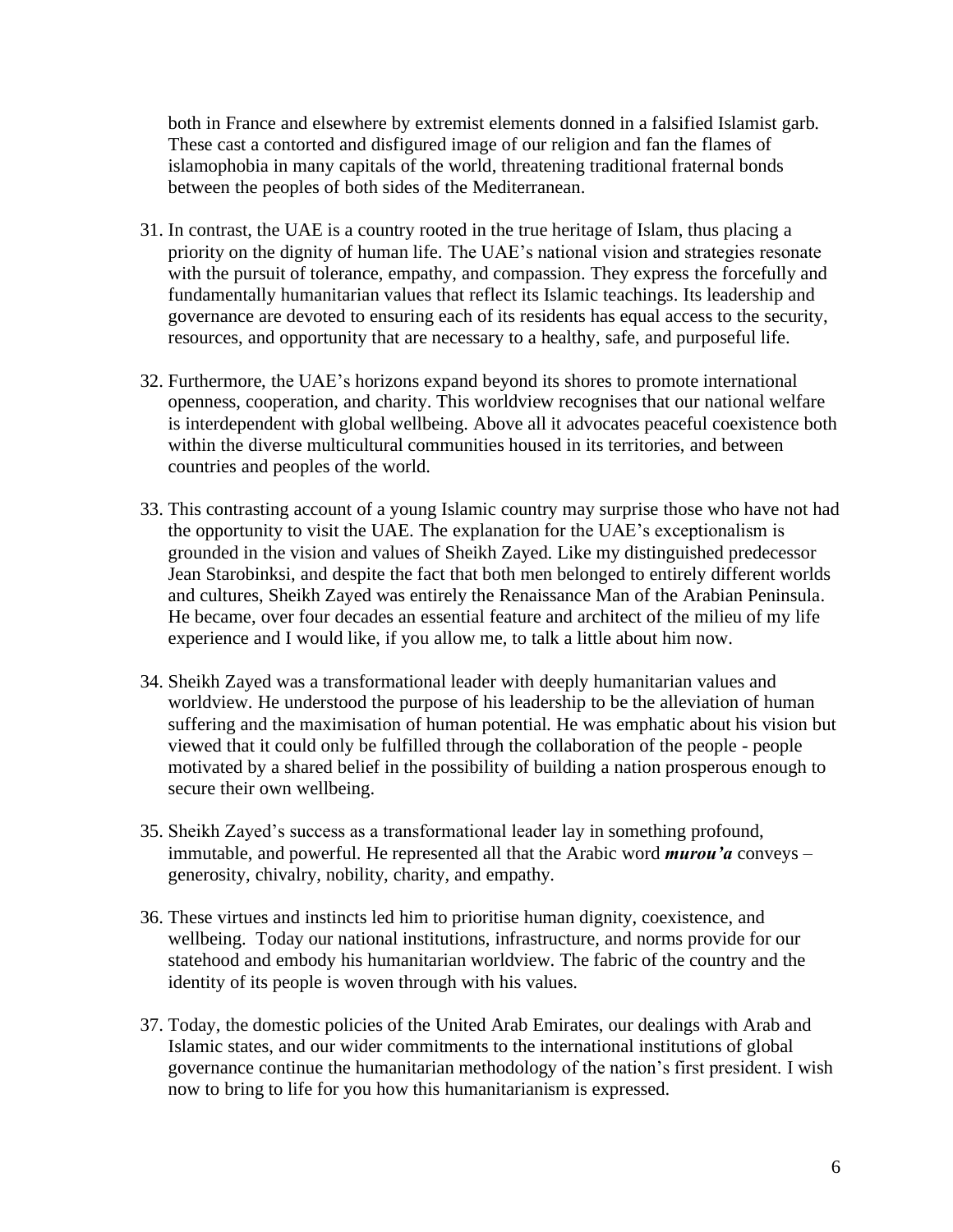both in France and elsewhere by extremist elements donned in a falsified Islamist garb. These cast a contorted and disfigured image of our religion and fan the flames of islamophobia in many capitals of the world, threatening traditional fraternal bonds between the peoples of both sides of the Mediterranean.

31. In contrast, the UAE is a country rooted in the true heritage of Islam, thus placing a priority on the dignity of human life. The UAE's national vision and strategies resonate with the pursuit of tolerance, empathy, and compassion. They express the forcefully and fundamentally humanitarian values that reflect its Islamic teachings. Its leadership and governance are devoted to ensuring each of its residents has equal access to the security, resources, and opportunity that are necessary to a healthy, safe, and purposeful life.

32. Furthermore, the UAE's horizons expand beyond its shores to promote international openness, cooperation, and charity. This worldview recognises that our national welfare is interdependent with global wellbeing. Above all it advocates peaceful coexistence both within the diverse multicultural communities housed in its territories, and between countries and peoples of the world.

33. This contrasting account of a young Islamic country may surprise those who have not had the opportunity to visit the UAE. The explanation for the UAE's exceptionalism is grounded in the vision and values of Sheikh Zayed. Like my distinguished predecessor Jean Starobinksi, and despite the fact that both men belonged to entirely different worlds and cultures, Sheikh Zayed was entirely the Renaissance Man of the Arabian Peninsula. He became, over four decades an essential feature and architect of the milieu of my life experience and I would like, if you allow me, to talk a little about him now.

34. Sheikh Zayed was a transformational leader with deeply humanitarian values and worldview. He understood the purpose of his leadership to be the alleviation of human suffering and the maximisation of human potential. He was emphatic about his vision but viewed that it could only be fulfilled through the collaboration of the people - people motivated by a shared belief in the possibility of building a nation prosperous enough to secure their own wellbeing.

35. Sheikh Zayed's success as a transformational leader lay in something profound, immutable, and powerful. He represented all that the Arabic word ***murou'a*** conveys – generosity, chivalry, nobility, charity, and empathy.

36. These virtues and instincts led him to prioritise human dignity, coexistence, and wellbeing. Today our national institutions, infrastructure, and norms provide for our statehood and embody his humanitarian worldview. The fabric of the country and the identity of its people is woven through with his values.

37. Today, the domestic policies of the United Arab Emirates, our dealings with Arab and Islamic states, and our wider commitments to the international institutions of global governance continue the humanitarian methodology of the nation's first president. I wish now to bring to life for you how this humanitarianism is expressed.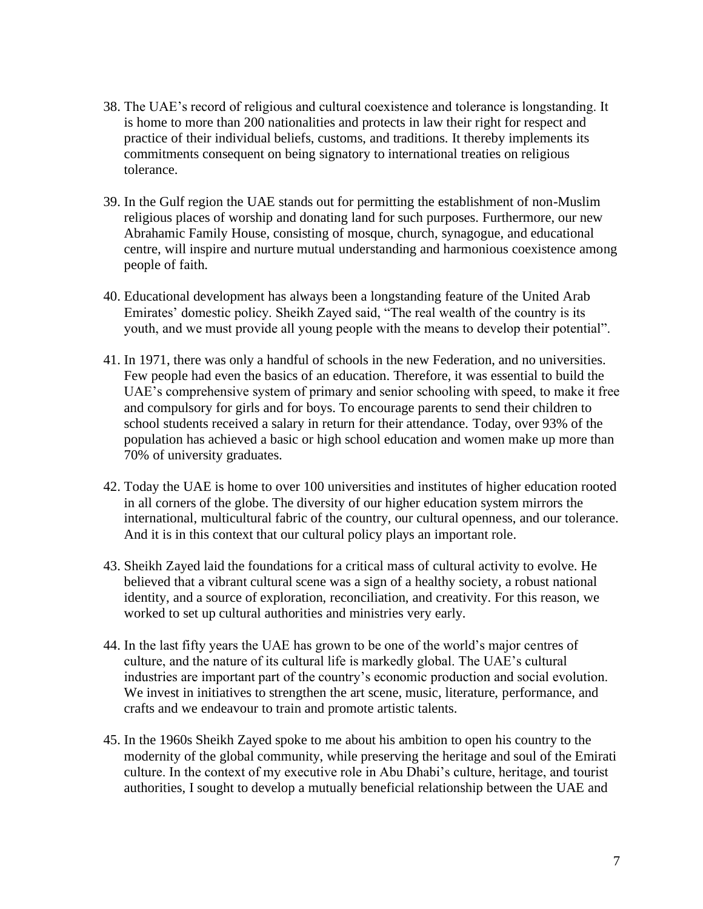38. The UAE's record of religious and cultural coexistence and tolerance is longstanding. It is home to more than 200 nationalities and protects in law their right for respect and practice of their individual beliefs, customs, and traditions. It thereby implements its commitments consequent on being signatory to international treaties on religious tolerance.

39. In the Gulf region the UAE stands out for permitting the establishment of non-Muslim religious places of worship and donating land for such purposes. Furthermore, our new Abrahamic Family House, consisting of mosque, church, synagogue, and educational centre, will inspire and nurture mutual understanding and harmonious coexistence among people of faith.

40. Educational development has always been a longstanding feature of the United Arab Emirates' domestic policy. Sheikh Zayed said, "The real wealth of the country is its youth, and we must provide all young people with the means to develop their potential".

41. In 1971, there was only a handful of schools in the new Federation, and no universities. Few people had even the basics of an education. Therefore, it was essential to build the UAE's comprehensive system of primary and senior schooling with speed, to make it free and compulsory for girls and for boys. To encourage parents to send their children to school students received a salary in return for their attendance. Today, over 93% of the population has achieved a basic or high school education and women make up more than 70% of university graduates.

42. Today the UAE is home to over 100 universities and institutes of higher education rooted in all corners of the globe. The diversity of our higher education system mirrors the international, multicultural fabric of the country, our cultural openness, and our tolerance. And it is in this context that our cultural policy plays an important role.

43. Sheikh Zayed laid the foundations for a critical mass of cultural activity to evolve. He believed that a vibrant cultural scene was a sign of a healthy society, a robust national identity, and a source of exploration, reconciliation, and creativity. For this reason, we worked to set up cultural authorities and ministries very early.

44. In the last fifty years the UAE has grown to be one of the world's major centres of culture, and the nature of its cultural life is markedly global. The UAE's cultural industries are important part of the country's economic production and social evolution. We invest in initiatives to strengthen the art scene, music, literature, performance, and crafts and we endeavour to train and promote artistic talents.

45. In the 1960s Sheikh Zayed spoke to me about his ambition to open his country to the modernity of the global community, while preserving the heritage and soul of the Emirati culture. In the context of my executive role in Abu Dhabi's culture, heritage, and tourist authorities, I sought to develop a mutually beneficial relationship between the UAE and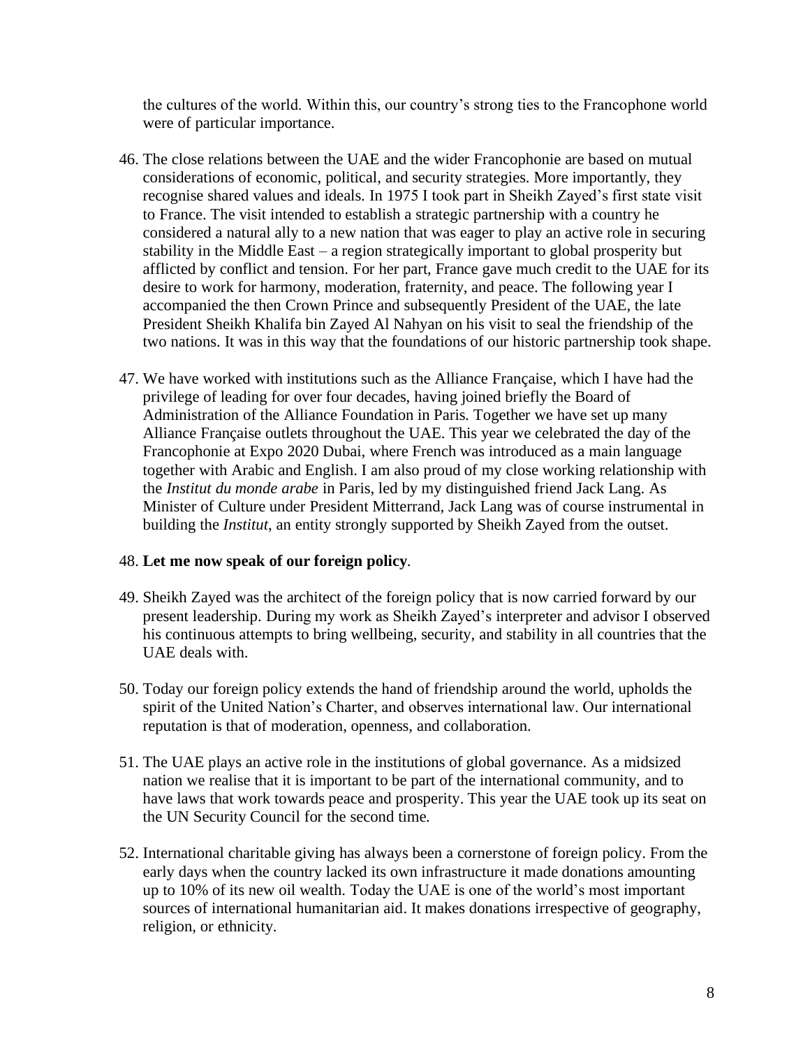the cultures of the world. Within this, our country's strong ties to the Francophone world were of particular importance.

46. The close relations between the UAE and the wider Francophonie are based on mutual considerations of economic, political, and security strategies. More importantly, they recognise shared values and ideals. In 1975 I took part in Sheikh Zayed's first state visit to France. The visit intended to establish a strategic partnership with a country he considered a natural ally to a new nation that was eager to play an active role in securing stability in the Middle East – a region strategically important to global prosperity but afflicted by conflict and tension. For her part, France gave much credit to the UAE for its desire to work for harmony, moderation, fraternity, and peace. The following year I accompanied the then Crown Prince and subsequently President of the UAE, the late President Sheikh Khalifa bin Zayed Al Nahyan on his visit to seal the friendship of the two nations. It was in this way that the foundations of our historic partnership took shape.

47. We have worked with institutions such as the Alliance Française, which I have had the privilege of leading for over four decades, having joined briefly the Board of Administration of the Alliance Foundation in Paris. Together we have set up many Alliance Française outlets throughout the UAE. This year we celebrated the day of the Francophonie at Expo 2020 Dubai, where French was introduced as a main language together with Arabic and English. I am also proud of my close working relationship with the *Institut du monde arabe* in Paris, led by my distinguished friend Jack Lang. As Minister of Culture under President Mitterrand, Jack Lang was of course instrumental in building the *Institut*, an entity strongly supported by Sheikh Zayed from the outset.

48. **Let me now speak of our foreign policy**.

49. Sheikh Zayed was the architect of the foreign policy that is now carried forward by our present leadership. During my work as Sheikh Zayed's interpreter and advisor I observed his continuous attempts to bring wellbeing, security, and stability in all countries that the UAE deals with.

50. Today our foreign policy extends the hand of friendship around the world, upholds the spirit of the United Nation's Charter, and observes international law. Our international reputation is that of moderation, openness, and collaboration.

51. The UAE plays an active role in the institutions of global governance. As a midsized nation we realise that it is important to be part of the international community, and to have laws that work towards peace and prosperity. This year the UAE took up its seat on the UN Security Council for the second time.

52. International charitable giving has always been a cornerstone of foreign policy. From the early days when the country lacked its own infrastructure it made donations amounting up to 10% of its new oil wealth. Today the UAE is one of the world's most important sources of international humanitarian aid. It makes donations irrespective of geography, religion, or ethnicity.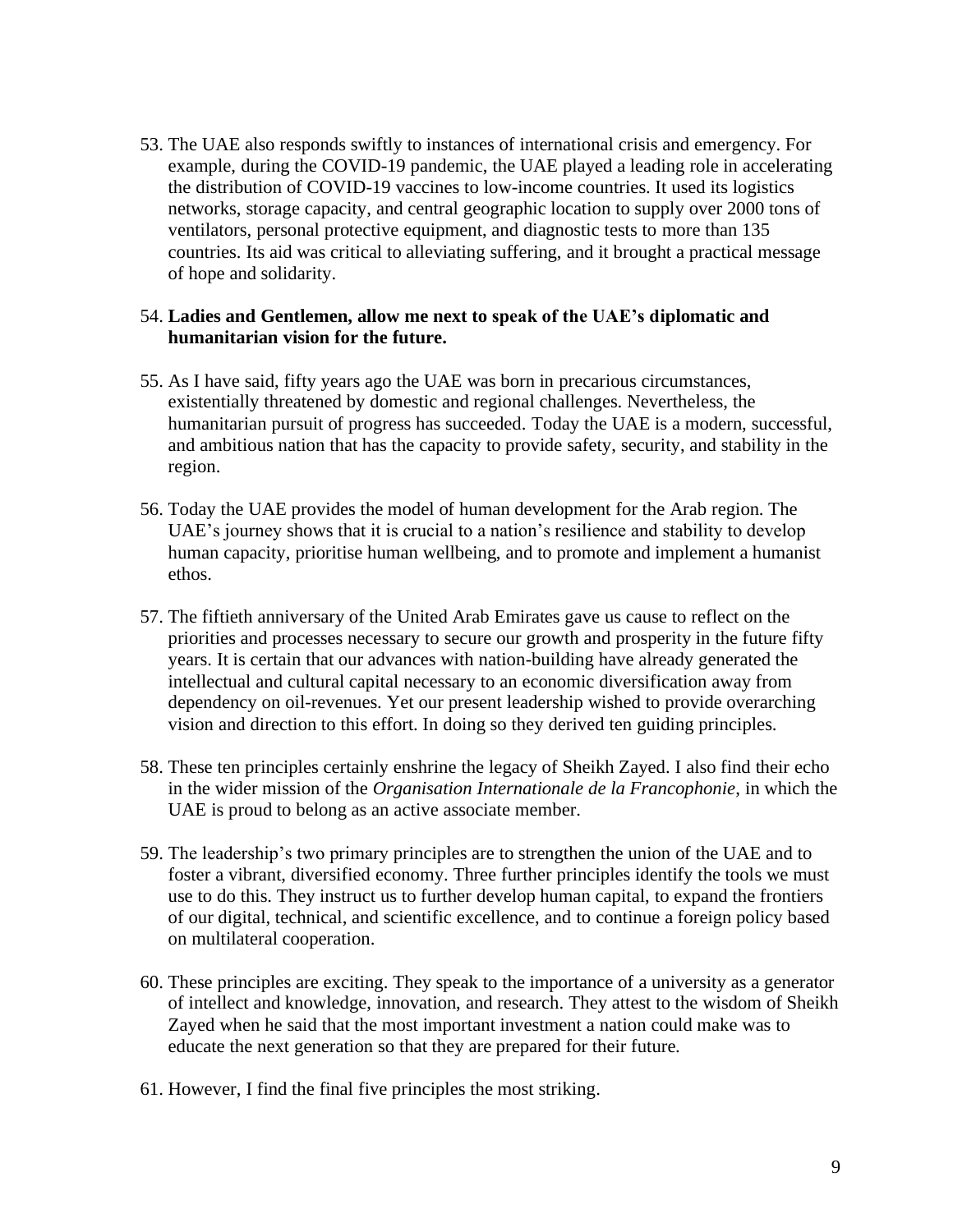53. The UAE also responds swiftly to instances of international crisis and emergency. For example, during the COVID-19 pandemic, the UAE played a leading role in accelerating the distribution of COVID-19 vaccines to low-income countries. It used its logistics networks, storage capacity, and central geographic location to supply over 2000 tons of ventilators, personal protective equipment, and diagnostic tests to more than 135 countries. Its aid was critical to alleviating suffering, and it brought a practical message of hope and solidarity.

54. **Ladies and Gentlemen, allow me next to speak of the UAE's diplomatic and humanitarian vision for the future.**

55. As I have said, fifty years ago the UAE was born in precarious circumstances, existentially threatened by domestic and regional challenges. Nevertheless, the humanitarian pursuit of progress has succeeded. Today the UAE is a modern, successful, and ambitious nation that has the capacity to provide safety, security, and stability in the region.

56. Today the UAE provides the model of human development for the Arab region. The UAE's journey shows that it is crucial to a nation's resilience and stability to develop human capacity, prioritise human wellbeing, and to promote and implement a humanist ethos.

57. The fiftieth anniversary of the United Arab Emirates gave us cause to reflect on the priorities and processes necessary to secure our growth and prosperity in the future fifty years. It is certain that our advances with nation-building have already generated the intellectual and cultural capital necessary to an economic diversification away from dependency on oil-revenues. Yet our present leadership wished to provide overarching vision and direction to this effort. In doing so they derived ten guiding principles.

58. These ten principles certainly enshrine the legacy of Sheikh Zayed. I also find their echo in the wider mission of the *Organisation Internationale de la Francophonie*, in which the UAE is proud to belong as an active associate member.

59. The leadership's two primary principles are to strengthen the union of the UAE and to foster a vibrant, diversified economy. Three further principles identify the tools we must use to do this. They instruct us to further develop human capital, to expand the frontiers of our digital, technical, and scientific excellence, and to continue a foreign policy based on multilateral cooperation.

60. These principles are exciting. They speak to the importance of a university as a generator of intellect and knowledge, innovation, and research. They attest to the wisdom of Sheikh Zayed when he said that the most important investment a nation could make was to educate the next generation so that they are prepared for their future.

61. However, I find the final five principles the most striking.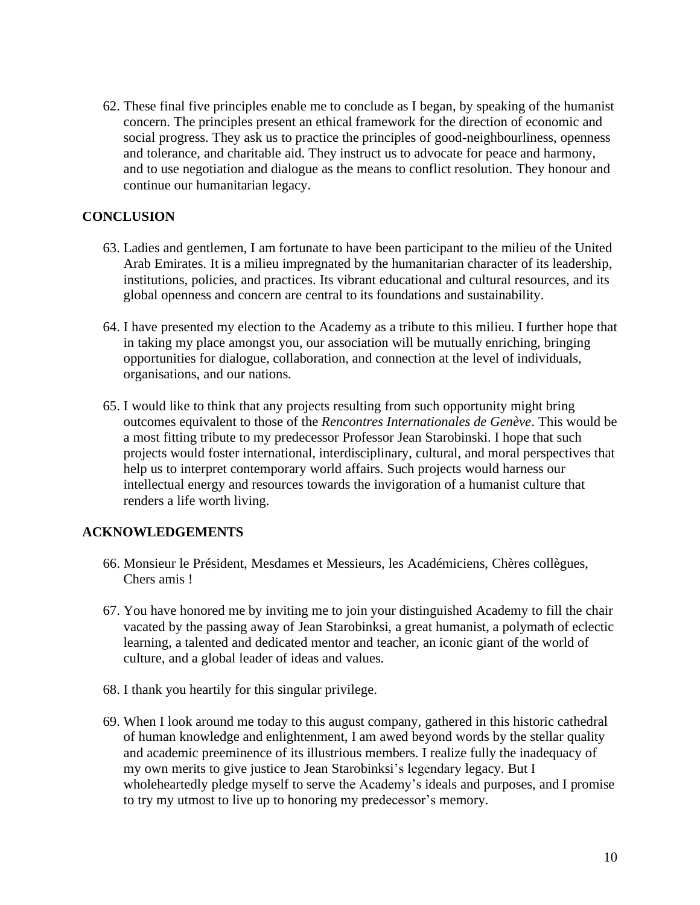62. These final five principles enable me to conclude as I began, by speaking of the humanist concern. The principles present an ethical framework for the direction of economic and social progress. They ask us to practice the principles of good-neighbourliness, openness and tolerance, and charitable aid. They instruct us to advocate for peace and harmony, and to use negotiation and dialogue as the means to conflict resolution. They honour and continue our humanitarian legacy.

## CONCLUSION

63. Ladies and gentlemen, I am fortunate to have been participant to the milieu of the United Arab Emirates. It is a milieu impregnated by the humanitarian character of its leadership, institutions, policies, and practices. Its vibrant educational and cultural resources, and its global openness and concern are central to its foundations and sustainability.

64. I have presented my election to the Academy as a tribute to this milieu. I further hope that in taking my place amongst you, our association will be mutually enriching, bringing opportunities for dialogue, collaboration, and connection at the level of individuals, organisations, and our nations.

65. I would like to think that any projects resulting from such opportunity might bring outcomes equivalent to those of the *Rencontres Internationales de Genève*. This would be a most fitting tribute to my predecessor Professor Jean Starobinski. I hope that such projects would foster international, interdisciplinary, cultural, and moral perspectives that help us to interpret contemporary world affairs. Such projects would harness our intellectual energy and resources towards the invigoration of a humanist culture that renders a life worth living.

## ACKNOWLEDGEMENTS

66. Monsieur le Président, Mesdames et Messieurs, les Académiciens, Chères collègues, Chers amis !

67. You have honored me by inviting me to join your distinguished Academy to fill the chair vacated by the passing away of Jean Starobinksi, a great humanist, a polymath of eclectic learning, a talented and dedicated mentor and teacher, an iconic giant of the world of culture, and a global leader of ideas and values.

68. I thank you heartily for this singular privilege.

69. When I look around me today to this august company, gathered in this historic cathedral of human knowledge and enlightenment, I am awed beyond words by the stellar quality and academic preeminence of its illustrious members. I realize fully the inadequacy of my own merits to give justice to Jean Starobinksi's legendary legacy. But I wholeheartedly pledge myself to serve the Academy's ideals and purposes, and I promise to try my utmost to live up to honoring my predecessor's memory.